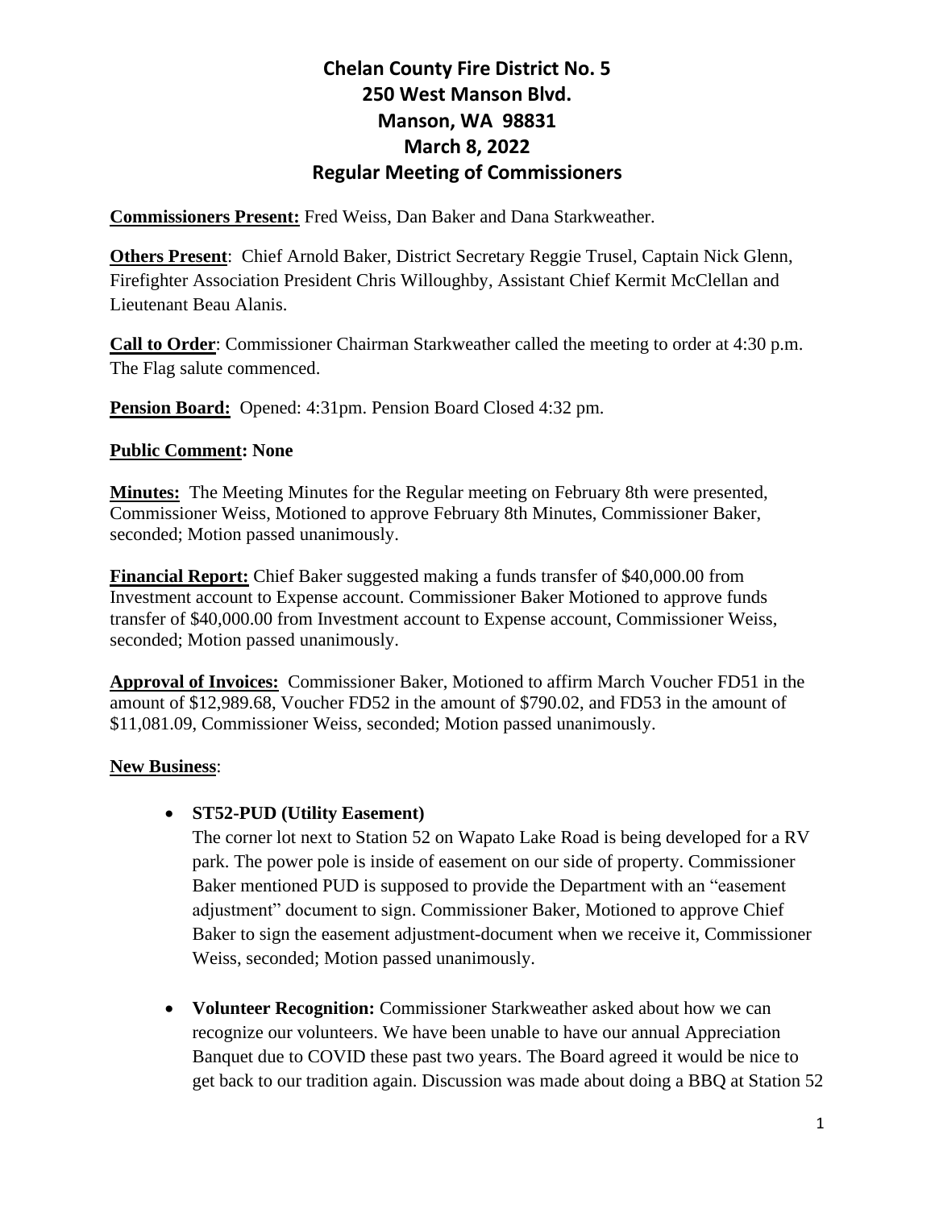# Chelan County Fire District No. 5
# 250 West Manson Blvd.
# Manson, WA 98831
# March 8, 2022
# Regular Meeting of Commissioners

**Commissioners Present:** Fred Weiss, Dan Baker and Dana Starkweather.

**Others Present**: Chief Arnold Baker, District Secretary Reggie Trusel, Captain Nick Glenn, Firefighter Association President Chris Willoughby, Assistant Chief Kermit McClellan and Lieutenant Beau Alanis.

**Call to Order**: Commissioner Chairman Starkweather called the meeting to order at 4:30 p.m. The Flag salute commenced.

**Pension Board:** Opened: 4:31pm. Pension Board Closed 4:32 pm.

**Public Comment: None**

**Minutes:** The Meeting Minutes for the Regular meeting on February 8th were presented, Commissioner Weiss, Motioned to approve February 8th Minutes, Commissioner Baker, seconded; Motion passed unanimously.

**Financial Report:** Chief Baker suggested making a funds transfer of $40,000.00 from Investment account to Expense account. Commissioner Baker Motioned to approve funds transfer of $40,000.00 from Investment account to Expense account, Commissioner Weiss, seconded; Motion passed unanimously.

**Approval of Invoices:** Commissioner Baker, Motioned to affirm March Voucher FD51 in the amount of $12,989.68, Voucher FD52 in the amount of $790.02, and FD53 in the amount of $11,081.09, Commissioner Weiss, seconded; Motion passed unanimously.

**New Business**:

- **ST52-PUD (Utility Easement)**
  The corner lot next to Station 52 on Wapato Lake Road is being developed for a RV park. The power pole is inside of easement on our side of property. Commissioner Baker mentioned PUD is supposed to provide the Department with an "easement adjustment" document to sign. Commissioner Baker, Motioned to approve Chief Baker to sign the easement adjustment-document when we receive it, Commissioner Weiss, seconded; Motion passed unanimously.

- **Volunteer Recognition:** Commissioner Starkweather asked about how we can recognize our volunteers. We have been unable to have our annual Appreciation Banquet due to COVID these past two years. The Board agreed it would be nice to get back to our tradition again. Discussion was made about doing a BBQ at Station 52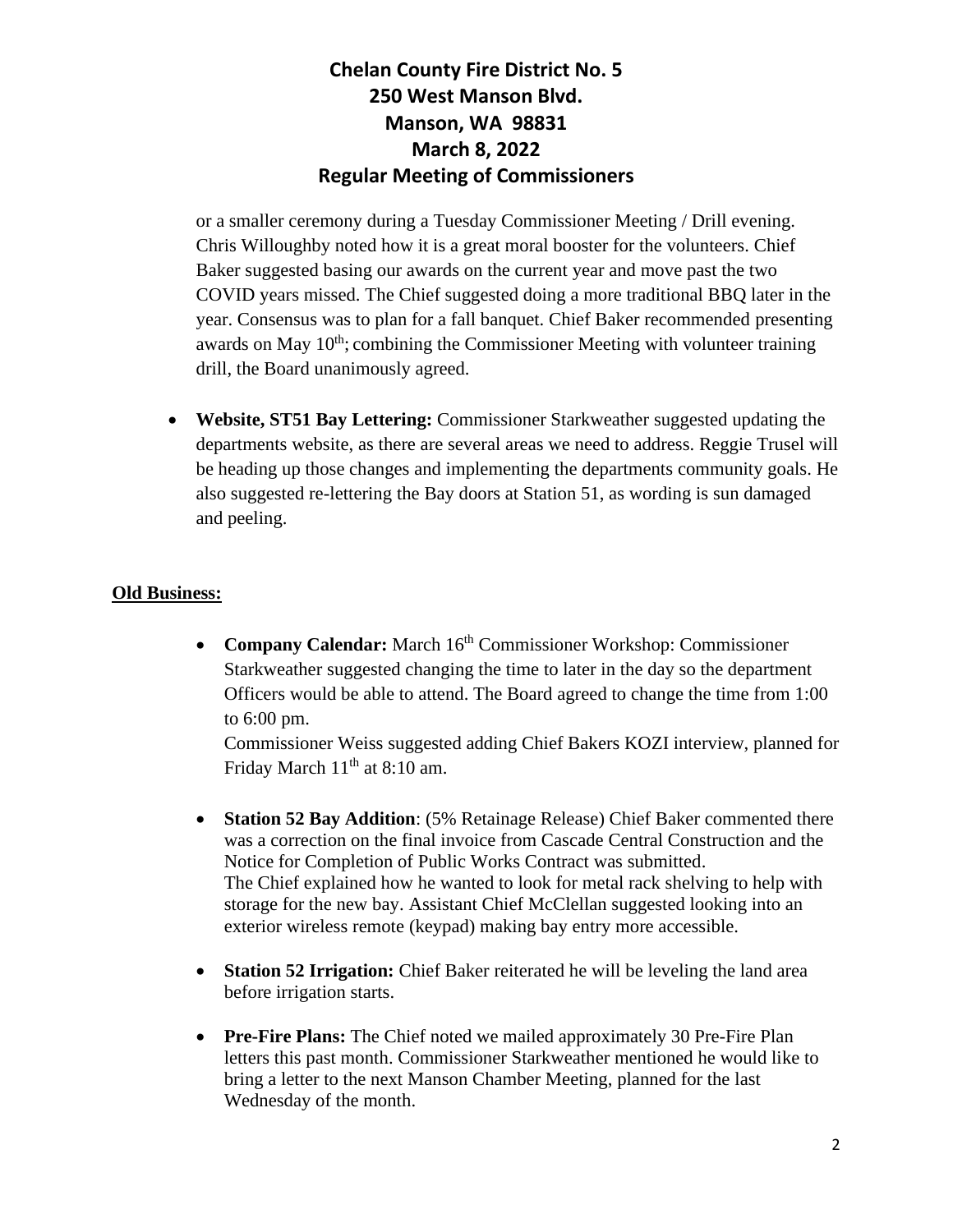or a smaller ceremony during a Tuesday Commissioner Meeting / Drill evening. Chris Willoughby noted how it is a great moral booster for the volunteers. Chief Baker suggested basing our awards on the current year and move past the two COVID years missed. The Chief suggested doing a more traditional BBQ later in the year. Consensus was to plan for a fall banquet. Chief Baker recommended presenting awards on May 10th; combining the Commissioner Meeting with volunteer training drill, the Board unanimously agreed.

- **Website, ST51 Bay Lettering:** Commissioner Starkweather suggested updating the departments website, as there are several areas we need to address. Reggie Trusel will be heading up those changes and implementing the departments community goals. He also suggested re-lettering the Bay doors at Station 51, as wording is sun damaged and peeling.

**Old Business:**

- **Company Calendar:** March 16th Commissioner Workshop: Commissioner Starkweather suggested changing the time to later in the day so the department Officers would be able to attend. The Board agreed to change the time from 1:00 to 6:00 pm.
  Commissioner Weiss suggested adding Chief Bakers KOZI interview, planned for Friday March 11th at 8:10 am.

- **Station 52 Bay Addition**: (5% Retainage Release) Chief Baker commented there was a correction on the final invoice from Cascade Central Construction and the Notice for Completion of Public Works Contract was submitted.
  The Chief explained how he wanted to look for metal rack shelving to help with storage for the new bay. Assistant Chief McClellan suggested looking into an exterior wireless remote (keypad) making bay entry more accessible.

- **Station 52 Irrigation:** Chief Baker reiterated he will be leveling the land area before irrigation starts.

- **Pre-Fire Plans:** The Chief noted we mailed approximately 30 Pre-Fire Plan letters this past month. Commissioner Starkweather mentioned he would like to bring a letter to the next Manson Chamber Meeting, planned for the last Wednesday of the month.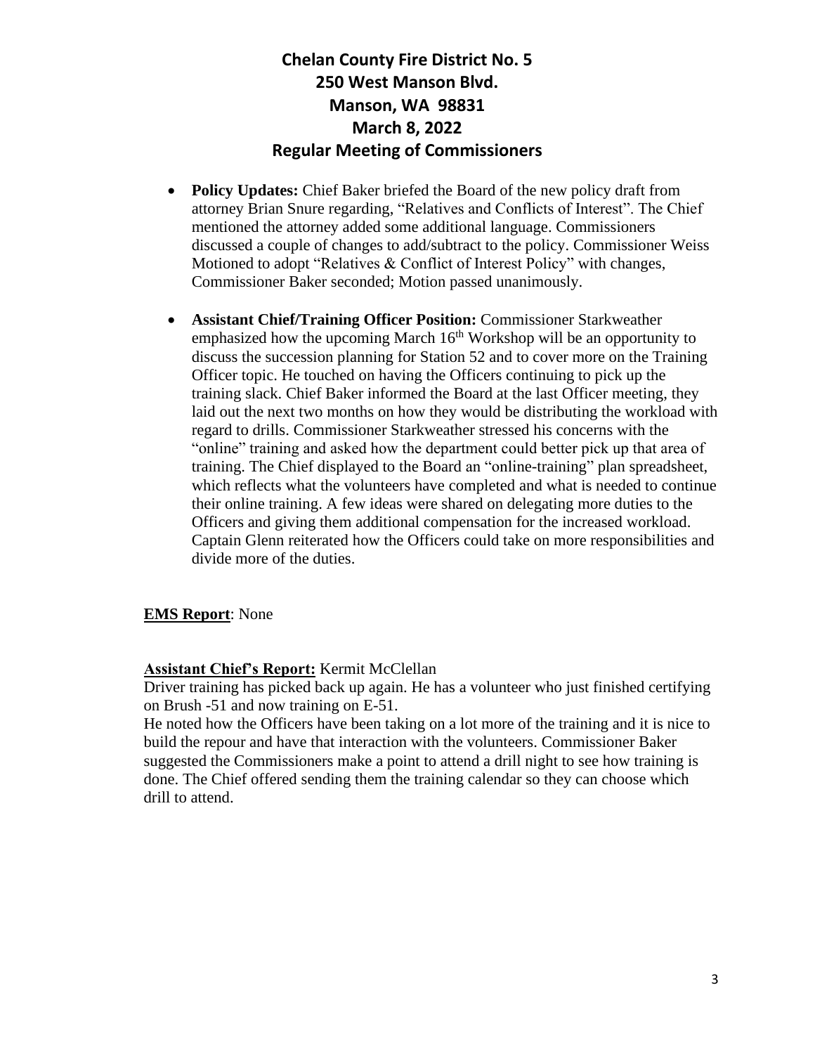# Chelan County Fire District No. 5
## 250 West Manson Blvd.
## Manson, WA 98831
## March 8, 2022
## Regular Meeting of Commissioners

- **Policy Updates:** Chief Baker briefed the Board of the new policy draft from attorney Brian Snure regarding, "Relatives and Conflicts of Interest". The Chief mentioned the attorney added some additional language. Commissioners discussed a couple of changes to add/subtract to the policy. Commissioner Weiss Motioned to adopt "Relatives & Conflict of Interest Policy" with changes, Commissioner Baker seconded; Motion passed unanimously.

- **Assistant Chief/Training Officer Position:** Commissioner Starkweather emphasized how the upcoming March 16th Workshop will be an opportunity to discuss the succession planning for Station 52 and to cover more on the Training Officer topic. He touched on having the Officers continuing to pick up the training slack. Chief Baker informed the Board at the last Officer meeting, they laid out the next two months on how they would be distributing the workload with regard to drills. Commissioner Starkweather stressed his concerns with the "online" training and asked how the department could better pick up that area of training. The Chief displayed to the Board an "online-training" plan spreadsheet, which reflects what the volunteers have completed and what is needed to continue their online training. A few ideas were shared on delegating more duties to the Officers and giving them additional compensation for the increased workload. Captain Glenn reiterated how the Officers could take on more responsibilities and divide more of the duties.

**EMS Report**: None

**Assistant Chief's Report:** Kermit McClellan

Driver training has picked back up again. He has a volunteer who just finished certifying on Brush -51 and now training on E-51.

He noted how the Officers have been taking on a lot more of the training and it is nice to build the repour and have that interaction with the volunteers. Commissioner Baker suggested the Commissioners make a point to attend a drill night to see how training is done. The Chief offered sending them the training calendar so they can choose which drill to attend.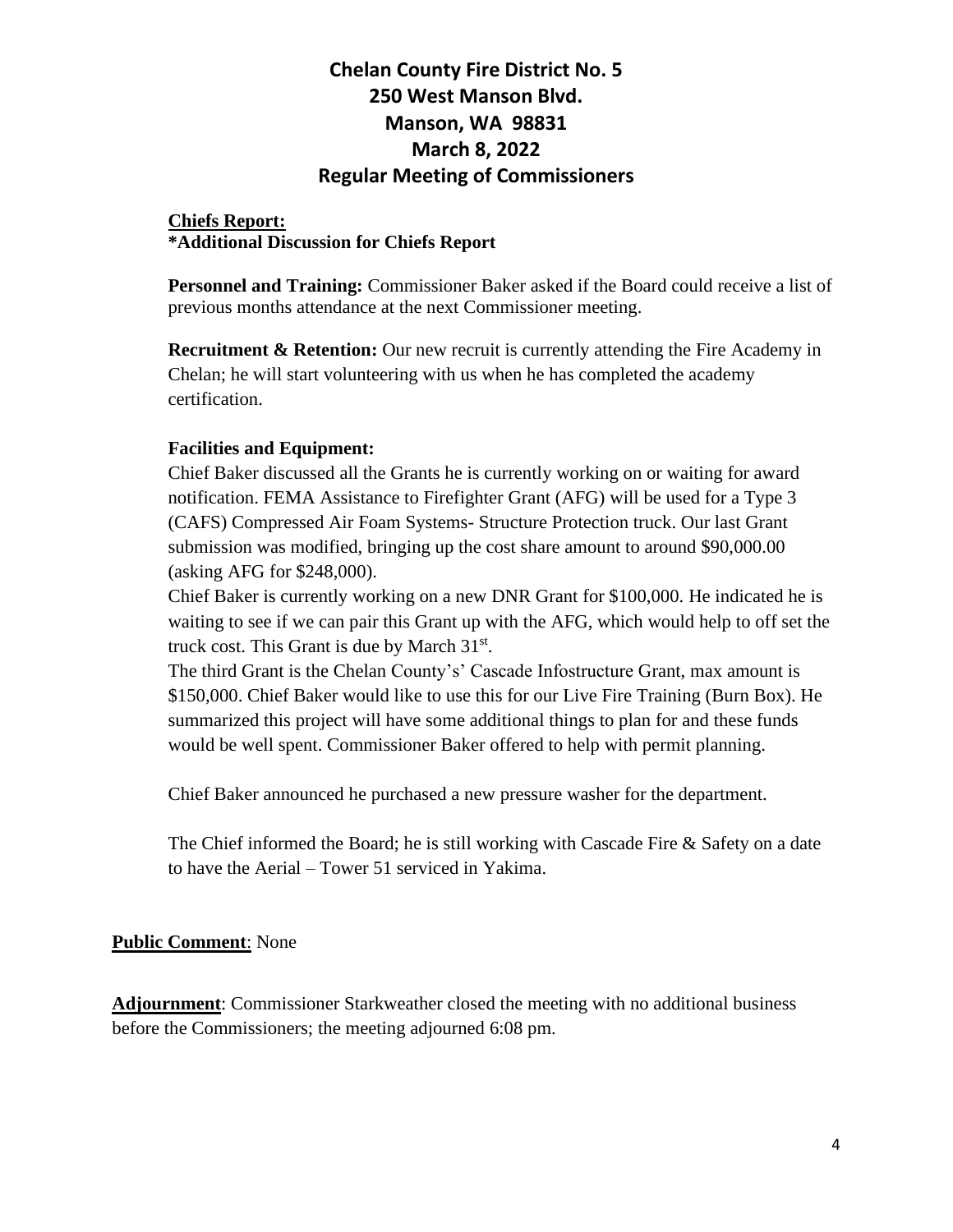# Chelan County Fire District No. 5
## 250 West Manson Blvd.
## Manson, WA 98831
## March 8, 2022
## Regular Meeting of Commissioners

**Chiefs Report:**
**\*Additional Discussion for Chiefs Report**

**Personnel and Training:** Commissioner Baker asked if the Board could receive a list of previous months attendance at the next Commissioner meeting.

**Recruitment & Retention:** Our new recruit is currently attending the Fire Academy in Chelan; he will start volunteering with us when he has completed the academy certification.

**Facilities and Equipment:**
Chief Baker discussed all the Grants he is currently working on or waiting for award notification. FEMA Assistance to Firefighter Grant (AFG) will be used for a Type 3 (CAFS) Compressed Air Foam Systems- Structure Protection truck. Our last Grant submission was modified, bringing up the cost share amount to around $90,000.00 (asking AFG for $248,000).
Chief Baker is currently working on a new DNR Grant for $100,000. He indicated he is waiting to see if we can pair this Grant up with the AFG, which would help to off set the truck cost. This Grant is due by March 31st.
The third Grant is the Chelan County's' Cascade Infostructure Grant, max amount is $150,000. Chief Baker would like to use this for our Live Fire Training (Burn Box). He summarized this project will have some additional things to plan for and these funds would be well spent. Commissioner Baker offered to help with permit planning.

Chief Baker announced he purchased a new pressure washer for the department.

The Chief informed the Board; he is still working with Cascade Fire & Safety on a date to have the Aerial – Tower 51 serviced in Yakima.

**Public Comment**: None

**Adjournment**: Commissioner Starkweather closed the meeting with no additional business before the Commissioners; the meeting adjourned 6:08 pm.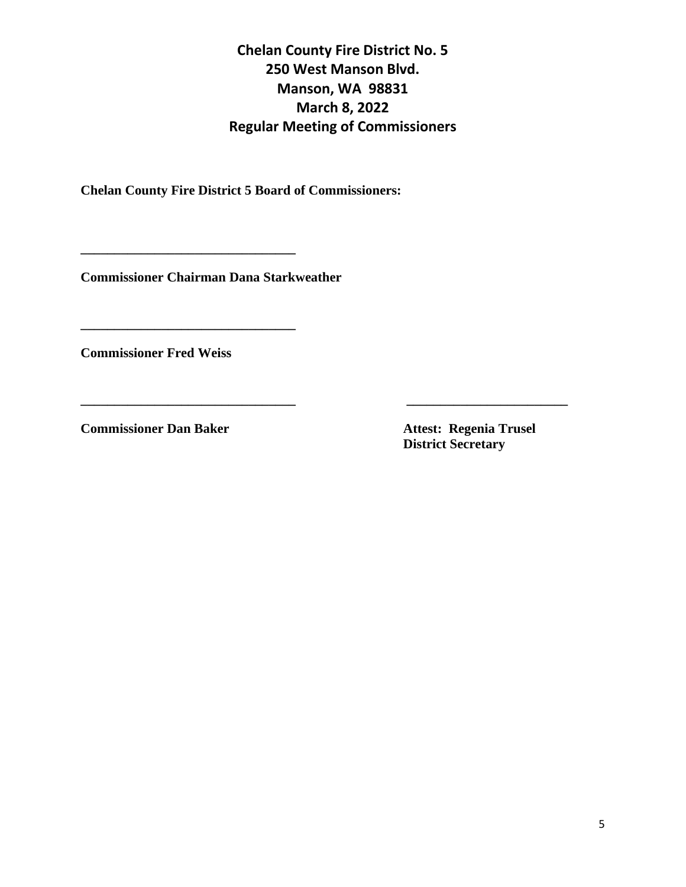# Chelan County Fire District No. 5
# 250 West Manson Blvd.
# Manson, WA 98831
# March 8, 2022
# Regular Meeting of Commissioners

**Chelan County Fire District 5 Board of Commissioners:**

**________________________________**

**Commissioner Chairman Dana Starkweather**

**________________________________**

**Commissioner Fred Weiss**

**________________________________**

**Commissioner Dan Baker**

**________________________**

**Attest: Regenia Trusel**
**District Secretary**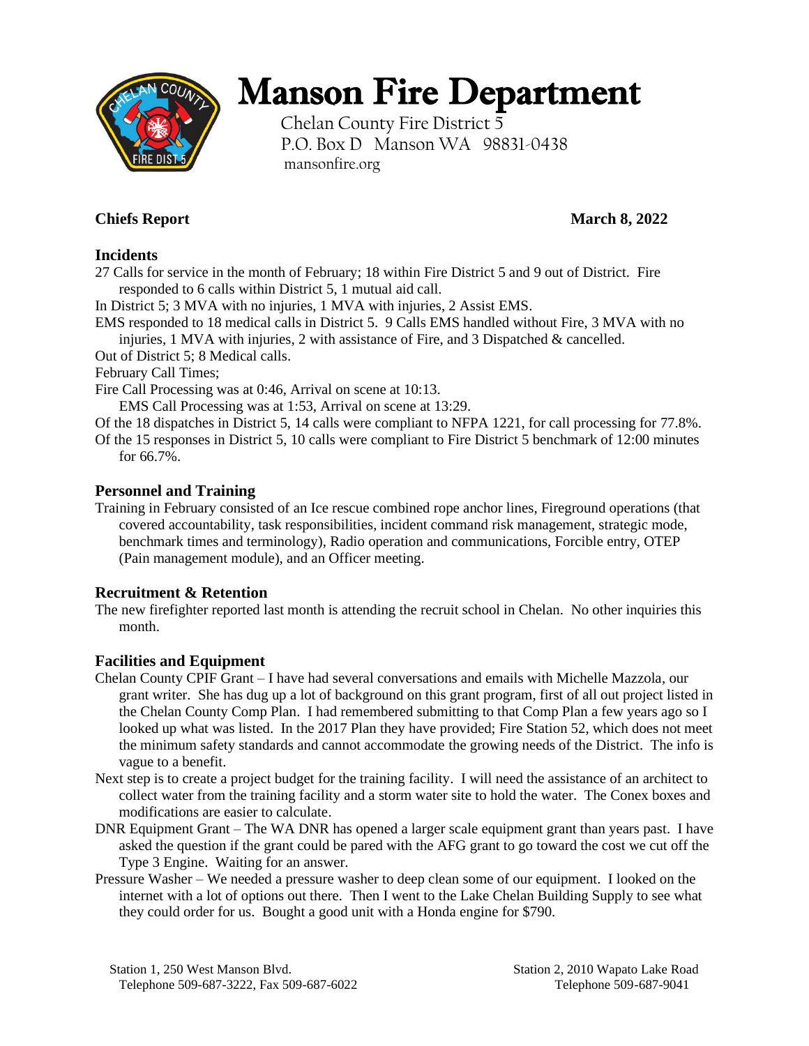# Manson Fire Department

Chelan County Fire District 5
P.O. Box D Manson WA 98831-0438
mansonfire.org

**Chiefs Report** **March 8, 2022**

## Incidents

27 Calls for service in the month of February; 18 within Fire District 5 and 9 out of District. Fire responded to 6 calls within District 5, 1 mutual aid call.

In District 5; 3 MVA with no injuries, 1 MVA with injuries, 2 Assist EMS.

EMS responded to 18 medical calls in District 5. 9 Calls EMS handled without Fire, 3 MVA with no injuries, 1 MVA with injuries, 2 with assistance of Fire, and 3 Dispatched & cancelled.

Out of District 5; 8 Medical calls.

February Call Times;

Fire Call Processing was at 0:46, Arrival on scene at 10:13.

EMS Call Processing was at 1:53, Arrival on scene at 13:29.

Of the 18 dispatches in District 5, 14 calls were compliant to NFPA 1221, for call processing for 77.8%.

Of the 15 responses in District 5, 10 calls were compliant to Fire District 5 benchmark of 12:00 minutes for 66.7%.

## Personnel and Training

Training in February consisted of an Ice rescue combined rope anchor lines, Fireground operations (that covered accountability, task responsibilities, incident command risk management, strategic mode, benchmark times and terminology), Radio operation and communications, Forcible entry, OTEP (Pain management module), and an Officer meeting.

## Recruitment & Retention

The new firefighter reported last month is attending the recruit school in Chelan. No other inquiries this month.

## Facilities and Equipment

Chelan County CPIF Grant – I have had several conversations and emails with Michelle Mazzola, our grant writer. She has dug up a lot of background on this grant program, first of all out project listed in the Chelan County Comp Plan. I had remembered submitting to that Comp Plan a few years ago so I looked up what was listed. In the 2017 Plan they have provided; Fire Station 52, which does not meet the minimum safety standards and cannot accommodate the growing needs of the District. The info is vague to a benefit.

Next step is to create a project budget for the training facility. I will need the assistance of an architect to collect water from the training facility and a storm water site to hold the water. The Conex boxes and modifications are easier to calculate.

DNR Equipment Grant – The WA DNR has opened a larger scale equipment grant than years past. I have asked the question if the grant could be pared with the AFG grant to go toward the cost we cut off the Type 3 Engine. Waiting for an answer.

Pressure Washer – We needed a pressure washer to deep clean some of our equipment. I looked on the internet with a lot of options out there. Then I went to the Lake Chelan Building Supply to see what they could order for us. Bought a good unit with a Honda engine for $790.

Station 1, 250 West Manson Blvd.
Telephone 509-687-3222, Fax 509-687-6022

Station 2, 2010 Wapato Lake Road
Telephone 509-687-9041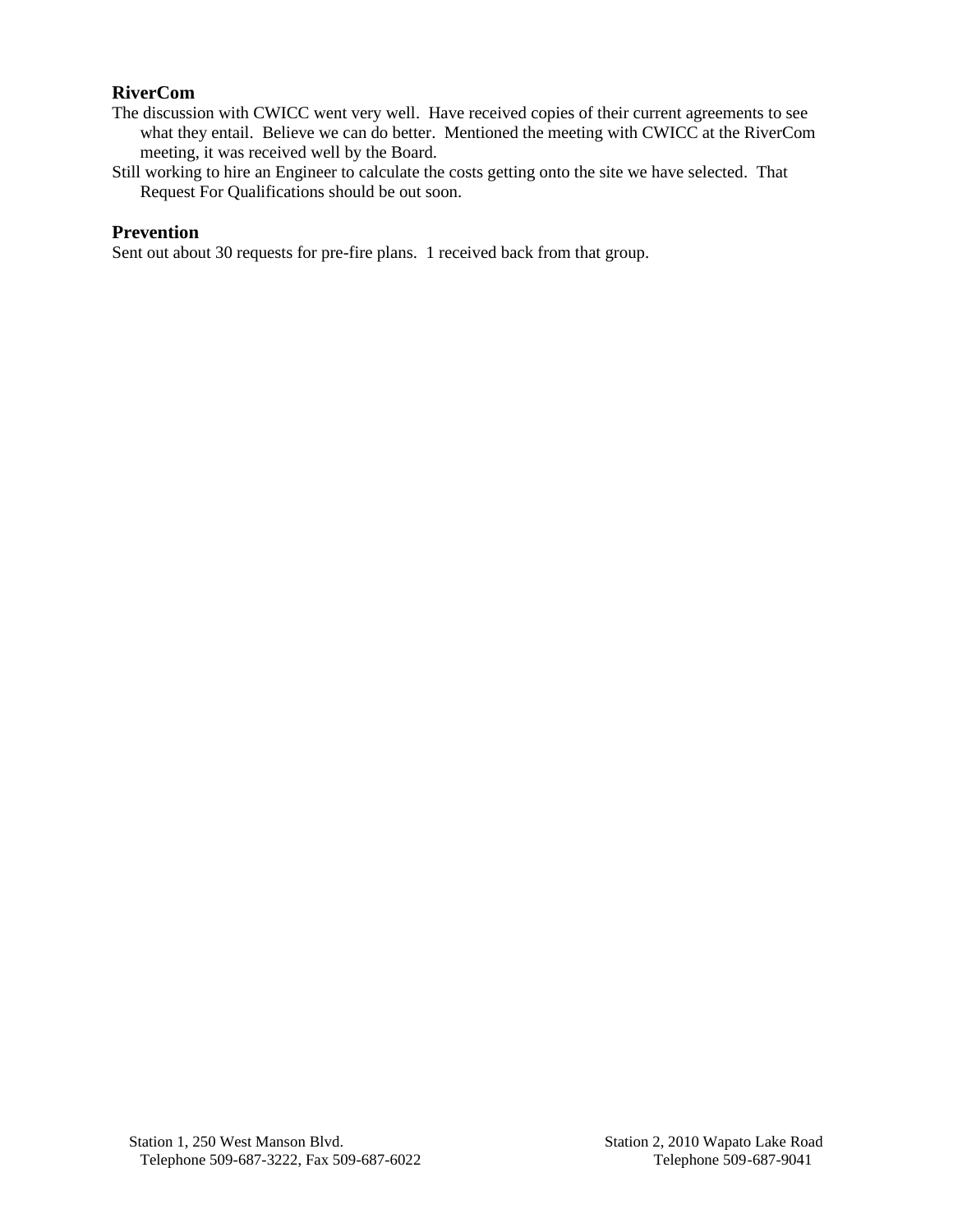### RiverCom

The discussion with CWICC went very well. Have received copies of their current agreements to see what they entail. Believe we can do better. Mentioned the meeting with CWICC at the RiverCom meeting, it was received well by the Board.

Still working to hire an Engineer to calculate the costs getting onto the site we have selected. That Request For Qualifications should be out soon.

### Prevention

Sent out about 30 requests for pre-fire plans. 1 received back from that group.